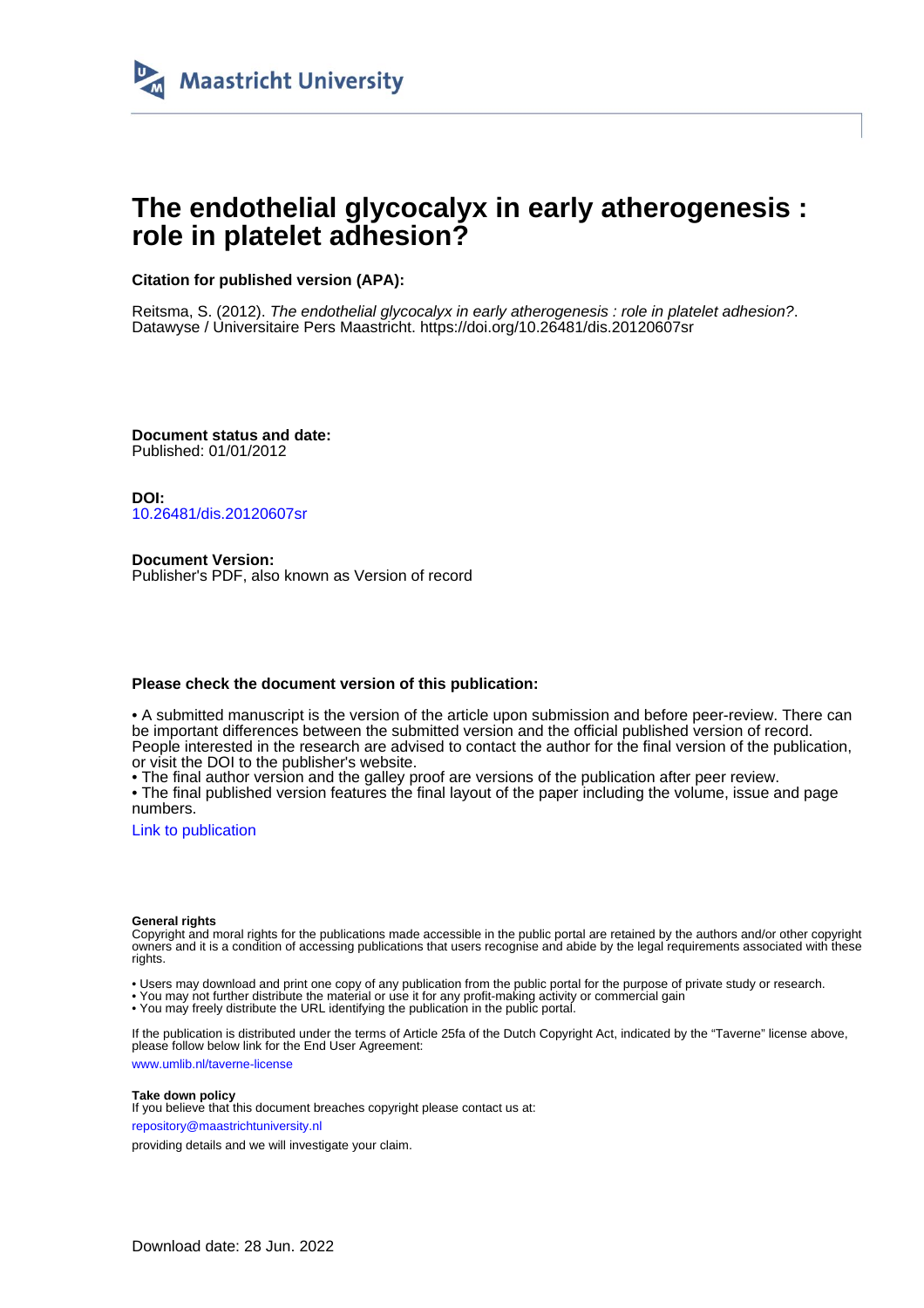# The endothelial glycocalyx in early atherogenesis : role in platelet adhesion?

**Citation for published version (APA):**

Reitsma, S. (2012). *The endothelial glycocalyx in early atherogenesis : role in platelet adhesion?*. Datawyse / Universitaire Pers Maastricht. https://doi.org/10.26481/dis.20120607sr

**Document status and date:**
Published: 01/01/2012

**DOI:**
10.26481/dis.20120607sr

**Document Version:**
Publisher's PDF, also known as Version of record

**Please check the document version of this publication:**

• A submitted manuscript is the version of the article upon submission and before peer-review. There can be important differences between the submitted version and the official published version of record. People interested in the research are advised to contact the author for the final version of the publication, or visit the DOI to the publisher's website.
• The final author version and the galley proof are versions of the publication after peer review.
• The final published version features the final layout of the paper including the volume, issue and page numbers.

Link to publication

**General rights**
Copyright and moral rights for the publications made accessible in the public portal are retained by the authors and/or other copyright owners and it is a condition of accessing publications that users recognise and abide by the legal requirements associated with these rights.

• Users may download and print one copy of any publication from the public portal for the purpose of private study or research.
• You may not further distribute the material or use it for any profit-making activity or commercial gain
• You may freely distribute the URL identifying the publication in the public portal.

If the publication is distributed under the terms of Article 25fa of the Dutch Copyright Act, indicated by the "Taverne" license above, please follow below link for the End User Agreement:

www.umlib.nl/taverne-license

**Take down policy**
If you believe that this document breaches copyright please contact us at:

repository@maastrichtuniversity.nl

providing details and we will investigate your claim.

Download date: 28 Jun. 2022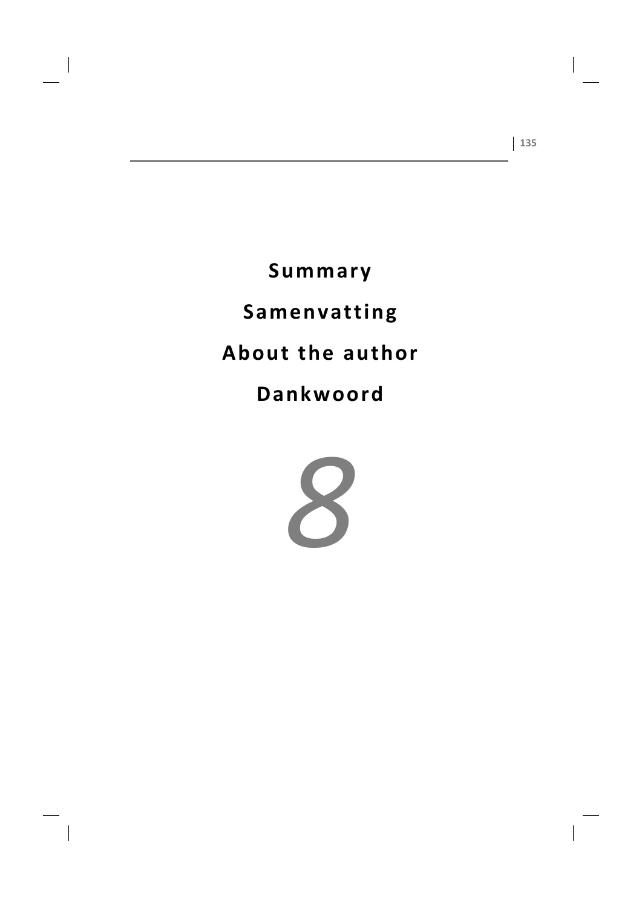# Summary

# Samenvatting

# About the author

# Dankwoord

*8*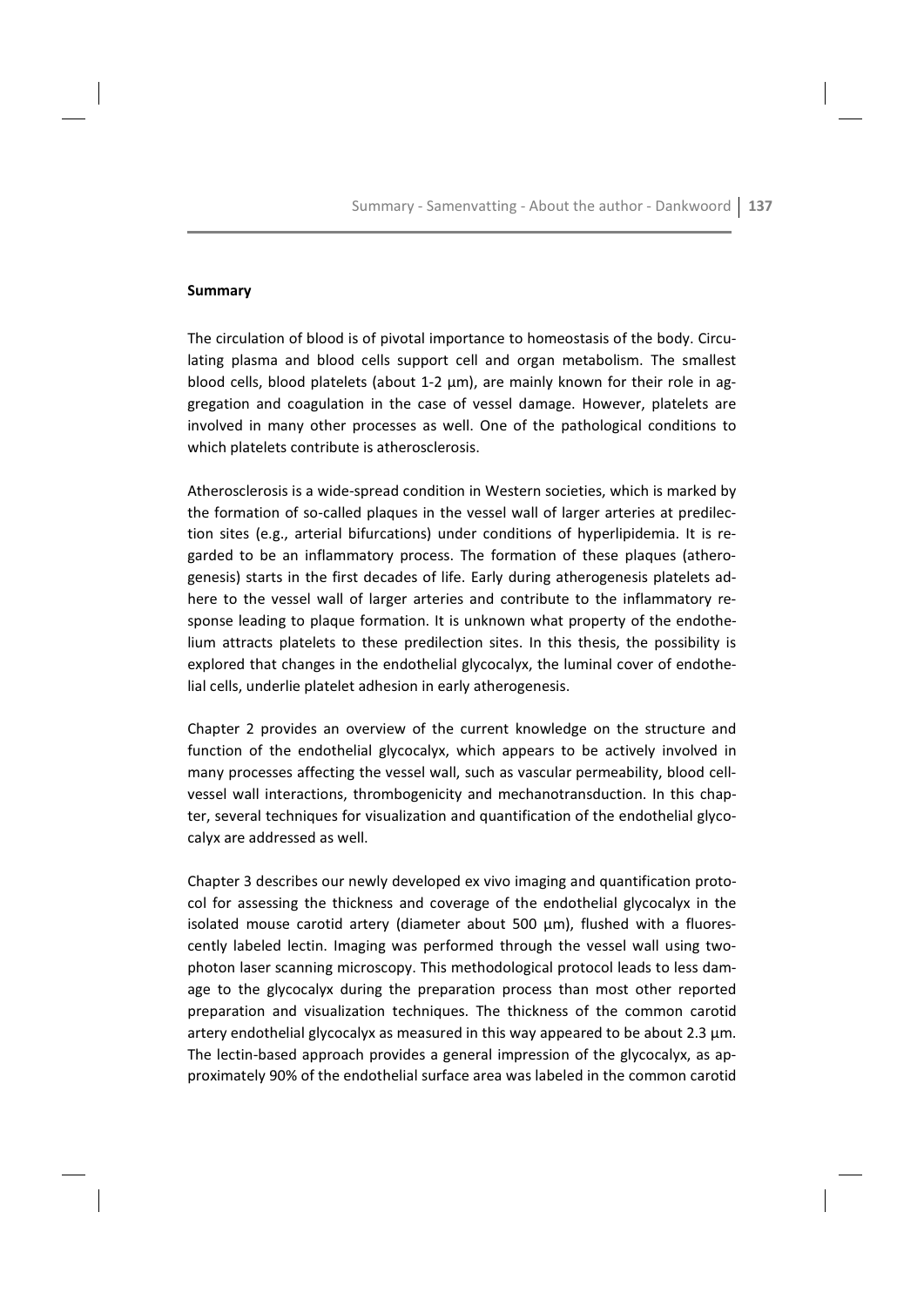## Summary

The circulation of blood is of pivotal importance to homeostasis of the body. Circulating plasma and blood cells support cell and organ metabolism. The smallest blood cells, blood platelets (about 1-2 µm), are mainly known for their role in aggregation and coagulation in the case of vessel damage. However, platelets are involved in many other processes as well. One of the pathological conditions to which platelets contribute is atherosclerosis.

Atherosclerosis is a wide-spread condition in Western societies, which is marked by the formation of so-called plaques in the vessel wall of larger arteries at predilection sites (e.g., arterial bifurcations) under conditions of hyperlipidemia. It is regarded to be an inflammatory process. The formation of these plaques (atherogenesis) starts in the first decades of life. Early during atherogenesis platelets adhere to the vessel wall of larger arteries and contribute to the inflammatory response leading to plaque formation. It is unknown what property of the endothelium attracts platelets to these predilection sites. In this thesis, the possibility is explored that changes in the endothelial glycocalyx, the luminal cover of endothelial cells, underlie platelet adhesion in early atherogenesis.

Chapter 2 provides an overview of the current knowledge on the structure and function of the endothelial glycocalyx, which appears to be actively involved in many processes affecting the vessel wall, such as vascular permeability, blood cell-vessel wall interactions, thrombogenicity and mechanotransduction. In this chapter, several techniques for visualization and quantification of the endothelial glycocalyx are addressed as well.

Chapter 3 describes our newly developed ex vivo imaging and quantification protocol for assessing the thickness and coverage of the endothelial glycocalyx in the isolated mouse carotid artery (diameter about 500 µm), flushed with a fluorescently labeled lectin. Imaging was performed through the vessel wall using two-photon laser scanning microscopy. This methodological protocol leads to less damage to the glycocalyx during the preparation process than most other reported preparation and visualization techniques. The thickness of the common carotid artery endothelial glycocalyx as measured in this way appeared to be about 2.3 µm. The lectin-based approach provides a general impression of the glycocalyx, as approximately 90% of the endothelial surface area was labeled in the common carotid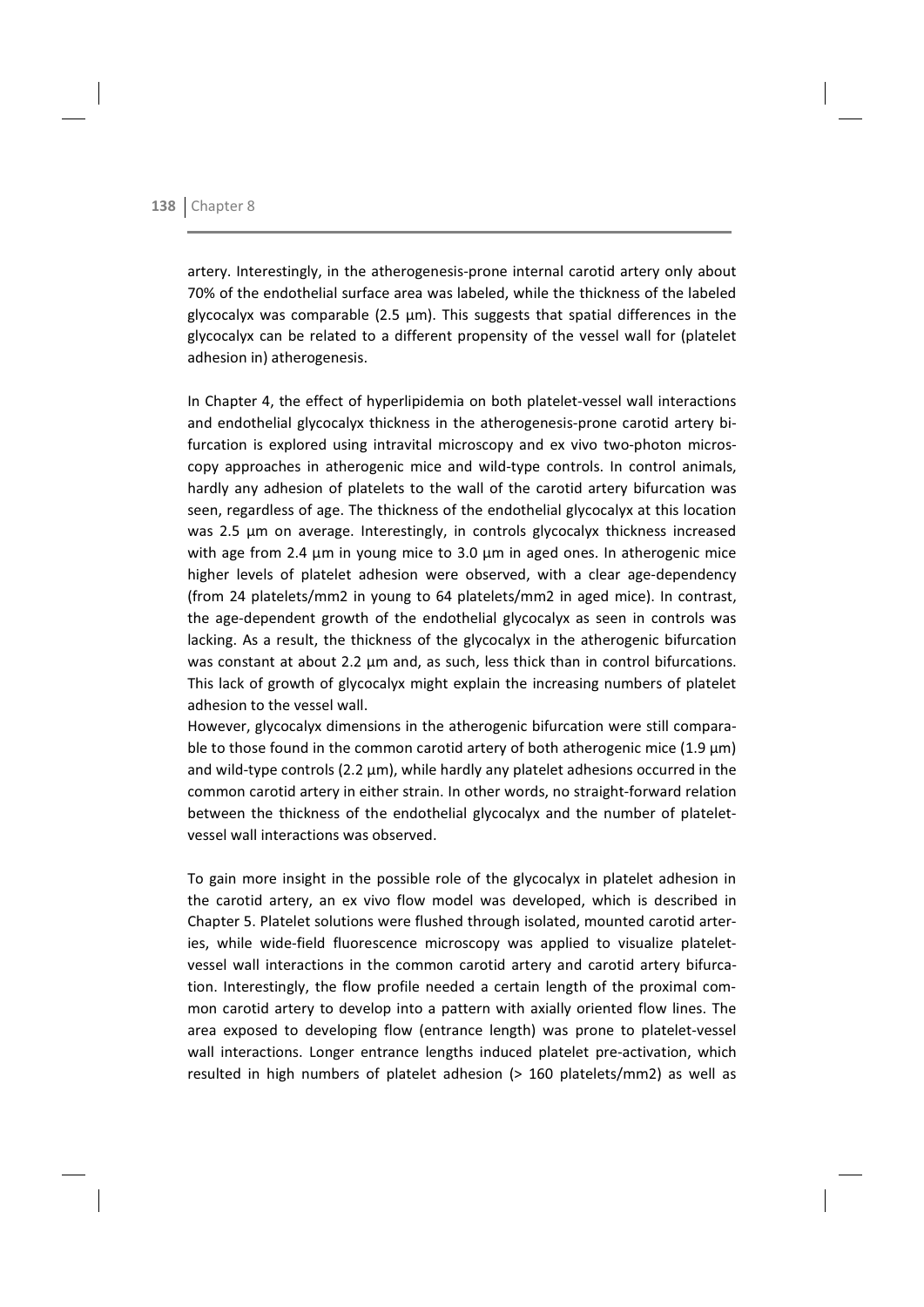artery. Interestingly, in the atherogenesis-prone internal carotid artery only about 70% of the endothelial surface area was labeled, while the thickness of the labeled glycocalyx was comparable (2.5 µm). This suggests that spatial differences in the glycocalyx can be related to a different propensity of the vessel wall for (platelet adhesion in) atherogenesis.

In Chapter 4, the effect of hyperlipidemia on both platelet-vessel wall interactions and endothelial glycocalyx thickness in the atherogenesis-prone carotid artery bifurcation is explored using intravital microscopy and ex vivo two-photon microscopy approaches in atherogenic mice and wild-type controls. In control animals, hardly any adhesion of platelets to the wall of the carotid artery bifurcation was seen, regardless of age. The thickness of the endothelial glycocalyx at this location was 2.5 µm on average. Interestingly, in controls glycocalyx thickness increased with age from 2.4 µm in young mice to 3.0 µm in aged ones. In atherogenic mice higher levels of platelet adhesion were observed, with a clear age-dependency (from 24 platelets/mm2 in young to 64 platelets/mm2 in aged mice). In contrast, the age-dependent growth of the endothelial glycocalyx as seen in controls was lacking. As a result, the thickness of the glycocalyx in the atherogenic bifurcation was constant at about 2.2 µm and, as such, less thick than in control bifurcations. This lack of growth of glycocalyx might explain the increasing numbers of platelet adhesion to the vessel wall.
However, glycocalyx dimensions in the atherogenic bifurcation were still comparable to those found in the common carotid artery of both atherogenic mice (1.9 µm) and wild-type controls (2.2 µm), while hardly any platelet adhesions occurred in the common carotid artery in either strain. In other words, no straight-forward relation between the thickness of the endothelial glycocalyx and the number of platelet-vessel wall interactions was observed.

To gain more insight in the possible role of the glycocalyx in platelet adhesion in the carotid artery, an ex vivo flow model was developed, which is described in Chapter 5. Platelet solutions were flushed through isolated, mounted carotid arteries, while wide-field fluorescence microscopy was applied to visualize platelet-vessel wall interactions in the common carotid artery and carotid artery bifurcation. Interestingly, the flow profile needed a certain length of the proximal common carotid artery to develop into a pattern with axially oriented flow lines. The area exposed to developing flow (entrance length) was prone to platelet-vessel wall interactions. Longer entrance lengths induced platelet pre-activation, which resulted in high numbers of platelet adhesion (> 160 platelets/mm2) as well as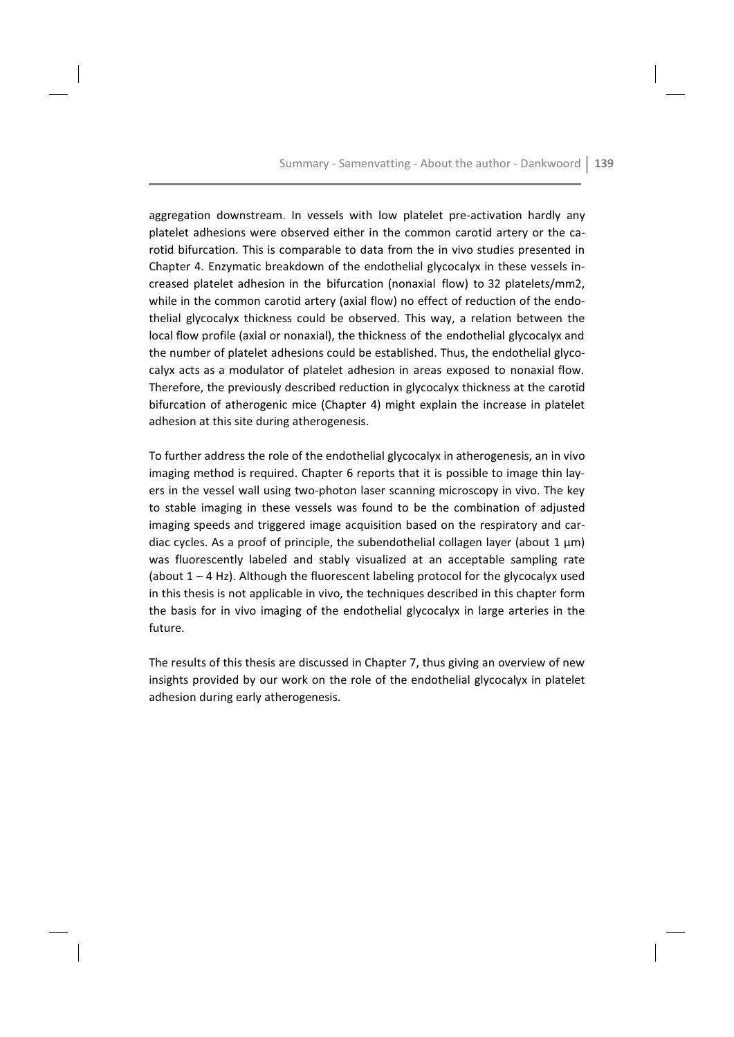aggregation downstream. In vessels with low platelet pre-activation hardly any platelet adhesions were observed either in the common carotid artery or the carotid bifurcation. This is comparable to data from the in vivo studies presented in Chapter 4. Enzymatic breakdown of the endothelial glycocalyx in these vessels increased platelet adhesion in the bifurcation (nonaxial flow) to 32 platelets/mm2, while in the common carotid artery (axial flow) no effect of reduction of the endothelial glycocalyx thickness could be observed. This way, a relation between the local flow profile (axial or nonaxial), the thickness of the endothelial glycocalyx and the number of platelet adhesions could be established. Thus, the endothelial glycocalyx acts as a modulator of platelet adhesion in areas exposed to nonaxial flow. Therefore, the previously described reduction in glycocalyx thickness at the carotid bifurcation of atherogenic mice (Chapter 4) might explain the increase in platelet adhesion at this site during atherogenesis.

To further address the role of the endothelial glycocalyx in atherogenesis, an in vivo imaging method is required. Chapter 6 reports that it is possible to image thin layers in the vessel wall using two-photon laser scanning microscopy in vivo. The key to stable imaging in these vessels was found to be the combination of adjusted imaging speeds and triggered image acquisition based on the respiratory and cardiac cycles. As a proof of principle, the subendothelial collagen layer (about 1 µm) was fluorescently labeled and stably visualized at an acceptable sampling rate (about 1 – 4 Hz). Although the fluorescent labeling protocol for the glycocalyx used in this thesis is not applicable in vivo, the techniques described in this chapter form the basis for in vivo imaging of the endothelial glycocalyx in large arteries in the future.

The results of this thesis are discussed in Chapter 7, thus giving an overview of new insights provided by our work on the role of the endothelial glycocalyx in platelet adhesion during early atherogenesis.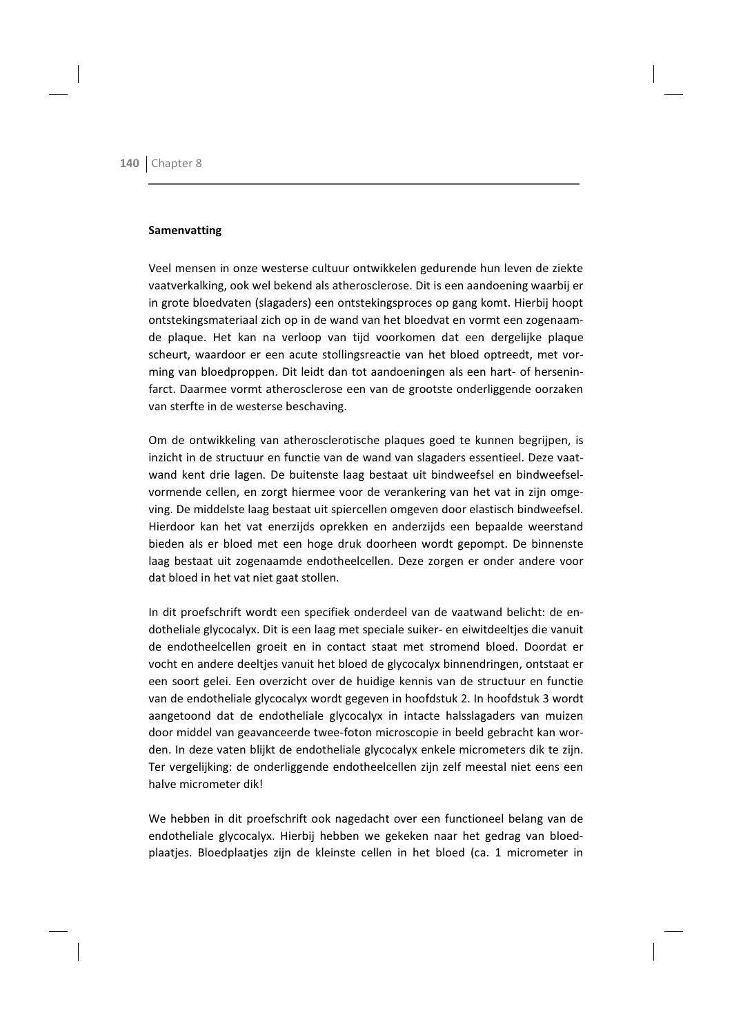**Samenvatting**

Veel mensen in onze westerse cultuur ontwikkelen gedurende hun leven de ziekte vaatverkalking, ook wel bekend als atherosclerose. Dit is een aandoening waarbij er in grote bloedvaten (slagaders) een ontstekingsproces op gang komt. Hierbij hoopt ontstekingsmateriaal zich op in de wand van het bloedvat en vormt een zogenaamde plaque. Het kan na verloop van tijd voorkomen dat een dergelijke plaque scheurt, waardoor er een acute stollingsreactie van het bloed optreedt, met vorming van bloedproppen. Dit leidt dan tot aandoeningen als een hart- of herseninfarct. Daarmee vormt atherosclerose een van de grootste onderliggende oorzaken van sterfte in de westerse beschaving.

Om de ontwikkeling van atherosclerotische plaques goed te kunnen begrijpen, is inzicht in de structuur en functie van de wand van slagaders essentieel. Deze vaatwand kent drie lagen. De buitenste laag bestaat uit bindweefsel en bindweefselvormende cellen, en zorgt hiermee voor de verankering van het vat in zijn omgeving. De middelste laag bestaat uit spiercellen omgeven door elastisch bindweefsel. Hierdoor kan het vat enerzijds oprekken en anderzijds een bepaalde weerstand bieden als er bloed met een hoge druk doorheen wordt gepompt. De binnenste laag bestaat uit zogenaamde endotheelcellen. Deze zorgen er onder andere voor dat bloed in het vat niet gaat stollen.

In dit proefschrift wordt een specifiek onderdeel van de vaatwand belicht: de endotheliale glycocalyx. Dit is een laag met speciale suiker- en eiwitdeeltjes die vanuit de endotheelcellen groeit en in contact staat met stromend bloed. Doordat er vocht en andere deeltjes vanuit het bloed de glycocalyx binnendringen, ontstaat er een soort gelei. Een overzicht over de huidige kennis van de structuur en functie van de endotheliale glycocalyx wordt gegeven in hoofdstuk 2. In hoofdstuk 3 wordt aangetoond dat de endotheliale glycocalyx in intacte halsslagaders van muizen door middel van geavanceerde twee-foton microscopie in beeld gebracht kan worden. In deze vaten blijkt de endotheliale glycocalyx enkele micrometers dik te zijn. Ter vergelijking: de onderliggende endotheelcellen zijn zelf meestal niet eens een halve micrometer dik!

We hebben in dit proefschrift ook nagedacht over een functioneel belang van de endotheliale glycocalyx. Hierbij hebben we gekeken naar het gedrag van bloedplaatjes. Bloedplaatjes zijn de kleinste cellen in het bloed (ca. 1 micrometer in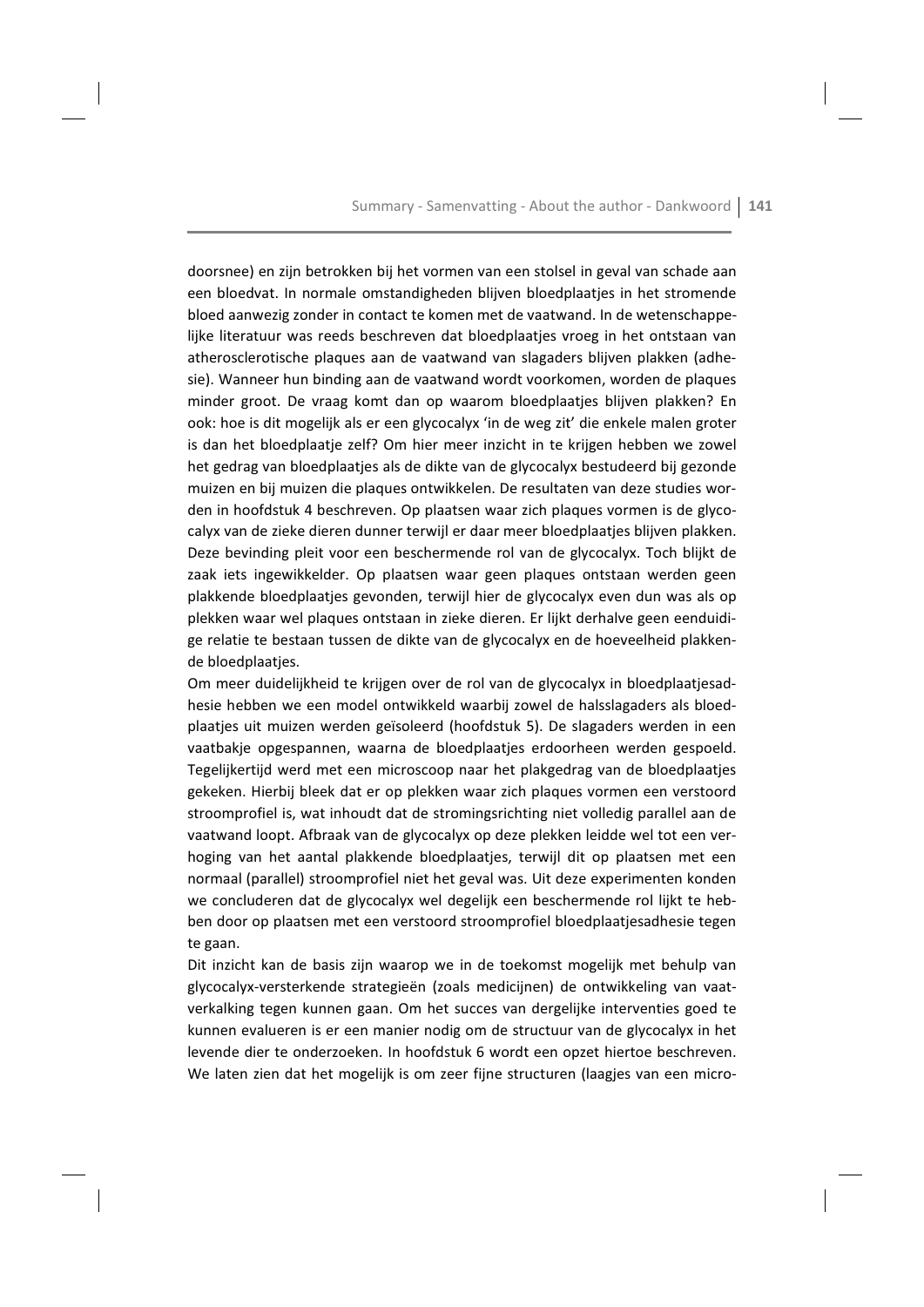doorsnee) en zijn betrokken bij het vormen van een stolsel in geval van schade aan een bloedvat. In normale omstandigheden blijven bloedplaatjes in het stromende bloed aanwezig zonder in contact te komen met de vaatwand. In de wetenschappelijke literatuur was reeds beschreven dat bloedplaatjes vroeg in het ontstaan van atherosclerotische plaques aan de vaatwand van slagaders blijven plakken (adhesie). Wanneer hun binding aan de vaatwand wordt voorkomen, worden de plaques minder groot. De vraag komt dan op waarom bloedplaatjes blijven plakken? En ook: hoe is dit mogelijk als er een glycocalyx 'in de weg zit' die enkele malen groter is dan het bloedplaatje zelf? Om hier meer inzicht in te krijgen hebben we zowel het gedrag van bloedplaatjes als de dikte van de glycocalyx bestudeerd bij gezonde muizen en bij muizen die plaques ontwikkelen. De resultaten van deze studies worden in hoofdstuk 4 beschreven. Op plaatsen waar zich plaques vormen is de glycocalyx van de zieke dieren dunner terwijl er daar meer bloedplaatjes blijven plakken. Deze bevinding pleit voor een beschermende rol van de glycocalyx. Toch blijkt de zaak iets ingewikkelder. Op plaatsen waar geen plaques ontstaan werden geen plakkende bloedplaatjes gevonden, terwijl hier de glycocalyx even dun was als op plekken waar wel plaques ontstaan in zieke dieren. Er lijkt derhalve geen eenduidige relatie te bestaan tussen de dikte van de glycocalyx en de hoeveelheid plakkende bloedplaatjes.

Om meer duidelijkheid te krijgen over de rol van de glycocalyx in bloedplaatjesadhesie hebben we een model ontwikkeld waarbij zowel de halsslagaders als bloedplaatjes uit muizen werden geïsoleerd (hoofdstuk 5). De slagaders werden in een vaatbakje opgespannen, waarna de bloedplaatjes erdoorheen werden gespoeld. Tegelijkertijd werd met een microscoop naar het plakgedrag van de bloedplaatjes gekeken. Hierbij bleek dat er op plekken waar zich plaques vormen een verstoord stroomprofiel is, wat inhoudt dat de stromingsrichting niet volledig parallel aan de vaatwand loopt. Afbraak van de glycocalyx op deze plekken leidde wel tot een verhoging van het aantal plakkende bloedplaatjes, terwijl dit op plaatsen met een normaal (parallel) stroomprofiel niet het geval was. Uit deze experimenten konden we concluderen dat de glycocalyx wel degelijk een beschermende rol lijkt te hebben door op plaatsen met een verstoord stroomprofiel bloedplaatjesadhesie tegen te gaan.

Dit inzicht kan de basis zijn waarop we in de toekomst mogelijk met behulp van glycocalyx-versterkende strategieën (zoals medicijnen) de ontwikkeling van vaatverkalking tegen kunnen gaan. Om het succes van dergelijke interventies goed te kunnen evalueren is er een manier nodig om de structuur van de glycocalyx in het levende dier te onderzoeken. In hoofdstuk 6 wordt een opzet hiertoe beschreven. We laten zien dat het mogelijk is om zeer fijne structuren (laagjes van een micro-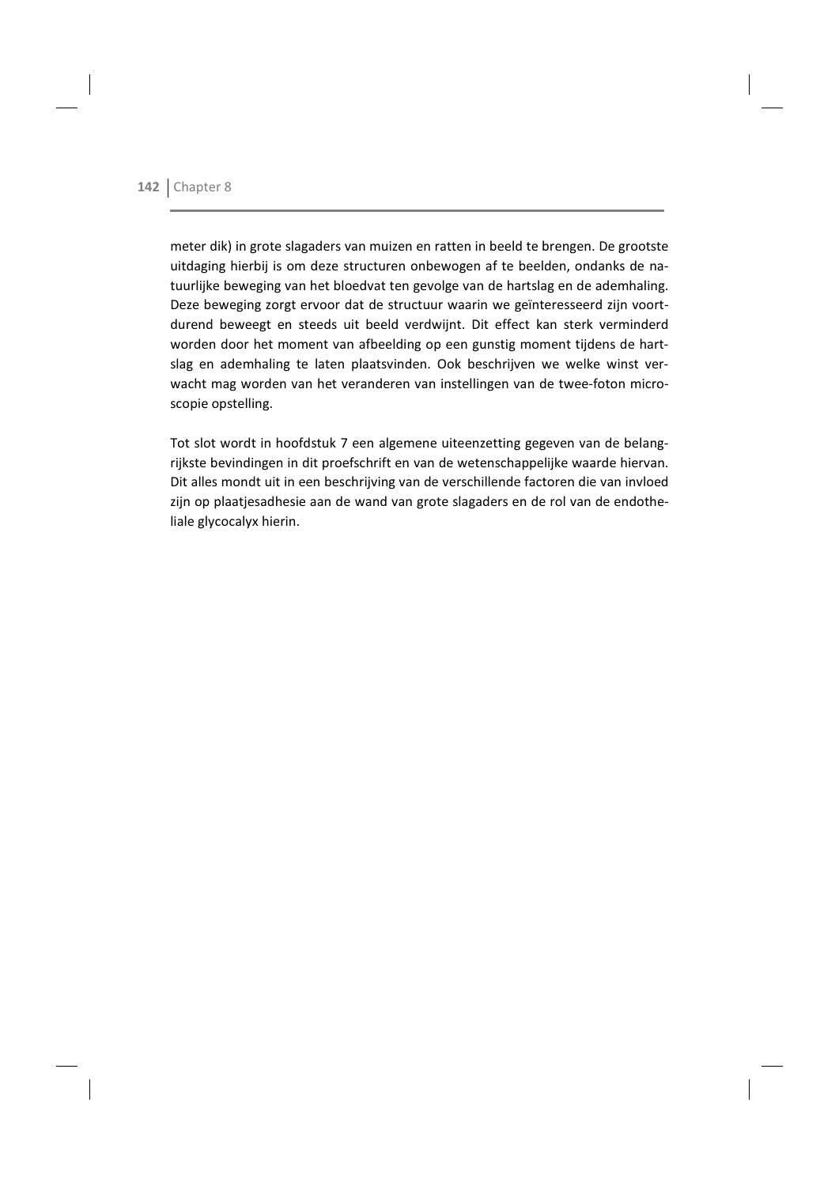meter dik) in grote slagaders van muizen en ratten in beeld te brengen. De grootste uitdaging hierbij is om deze structuren onbewogen af te beelden, ondanks de natuurlijke beweging van het bloedvat ten gevolge van de hartslag en de ademhaling. Deze beweging zorgt ervoor dat de structuur waarin we geïnteresseerd zijn voortdurend beweegt en steeds uit beeld verdwijnt. Dit effect kan sterk verminderd worden door het moment van afbeelding op een gunstig moment tijdens de hartslag en ademhaling te laten plaatsvinden. Ook beschrijven we welke winst verwacht mag worden van het veranderen van instellingen van de twee-foton microscopie opstelling.

Tot slot wordt in hoofdstuk 7 een algemene uiteenzetting gegeven van de belangrijkste bevindingen in dit proefschrift en van de wetenschappelijke waarde hiervan. Dit alles mondt uit in een beschrijving van de verschillende factoren die van invloed zijn op plaatjesadhesie aan de wand van grote slagaders en de rol van de endotheliale glycocalyx hierin.